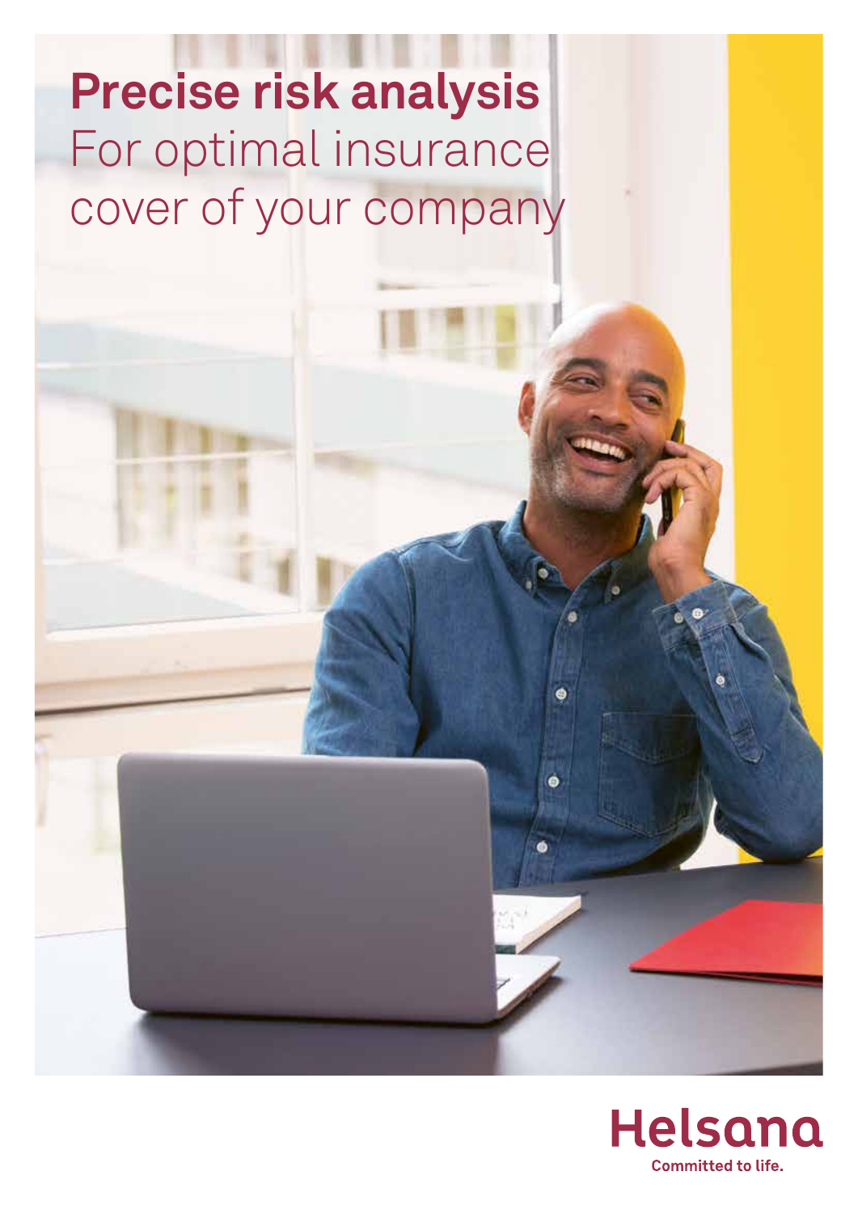# Precise risk analysis

For optimal insurance cover of your company

Helsana

Committed to life.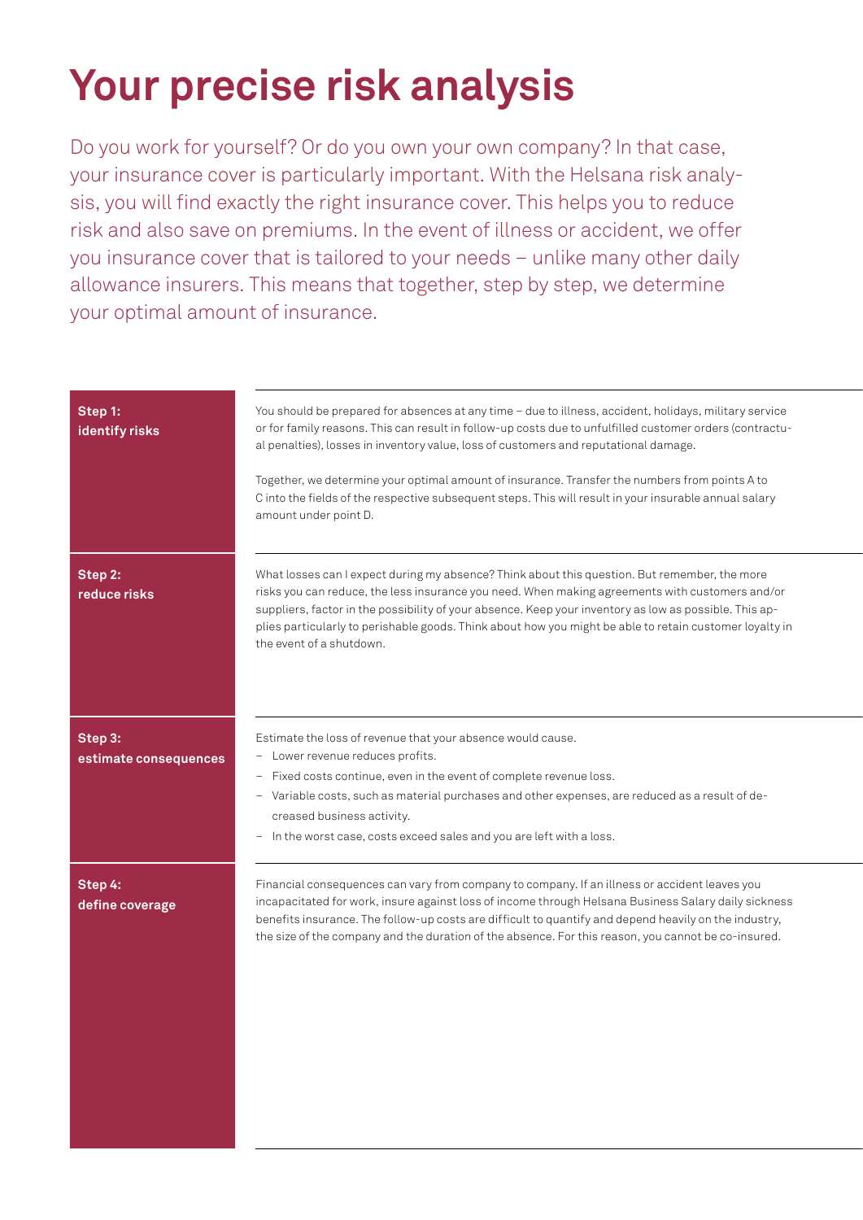# Your precise risk analysis

Do you work for yourself? Or do you own your own company? In that case, your insurance cover is particularly important. With the Helsana risk analysis, you will find exactly the right insurance cover. This helps you to reduce risk and also save on premiums. In the event of illness or accident, we offer you insurance cover that is tailored to your needs – unlike many other daily allowance insurers. This means that together, step by step, we determine your optimal amount of insurance.

**Step 1: identify risks**

You should be prepared for absences at any time – due to illness, accident, holidays, military service or for family reasons. This can result in follow-up costs due to unfulfilled customer orders (contractual penalties), losses in inventory value, loss of customers and reputational damage.

Together, we determine your optimal amount of insurance. Transfer the numbers from points A to C into the fields of the respective subsequent steps. This will result in your insurable annual salary amount under point D.

**Step 2: reduce risks**

What losses can I expect during my absence? Think about this question. But remember, the more risks you can reduce, the less insurance you need. When making agreements with customers and/or suppliers, factor in the possibility of your absence. Keep your inventory as low as possible. This applies particularly to perishable goods. Think about how you might be able to retain customer loyalty in the event of a shutdown.

**Step 3: estimate consequences**

Estimate the loss of revenue that your absence would cause.

- Lower revenue reduces profits.
- Fixed costs continue, even in the event of complete revenue loss.
- Variable costs, such as material purchases and other expenses, are reduced as a result of decreased business activity.
- In the worst case, costs exceed sales and you are left with a loss.

**Step 4: define coverage**

Financial consequences can vary from company to company. If an illness or accident leaves you incapacitated for work, insure against loss of income through Helsana Business Salary daily sickness benefits insurance. The follow-up costs are difficult to quantify and depend heavily on the industry, the size of the company and the duration of the absence. For this reason, you cannot be co-insured.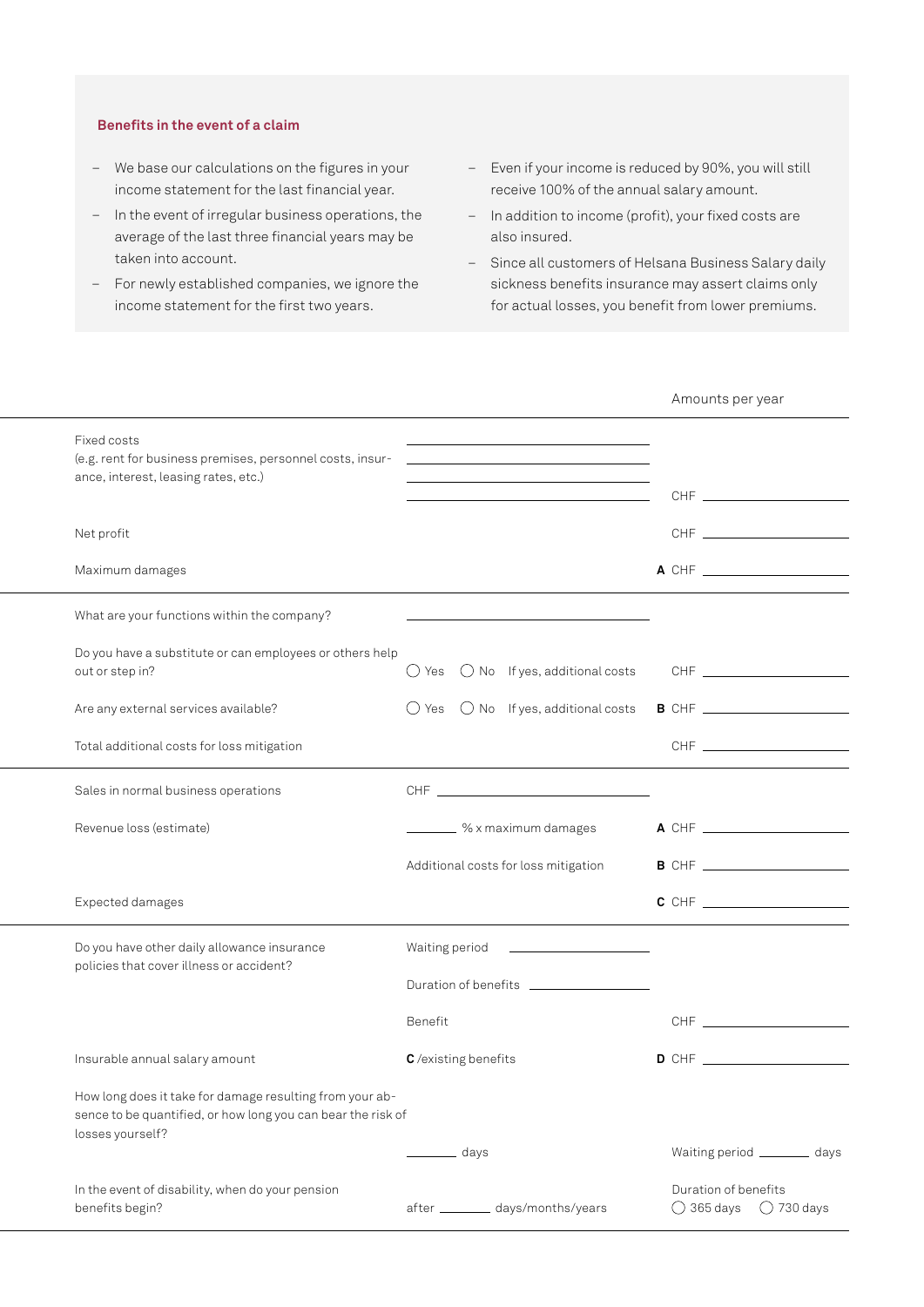### Benefits in the event of a claim

- We base our calculations on the figures in your income statement for the last financial year.
- In the event of irregular business operations, the average of the last three financial years may be taken into account.
- For newly established companies, we ignore the income statement for the first two years.
- Even if your income is reduced by 90%, you will still receive 100% of the annual salary amount.
- In addition to income (profit), your fixed costs are also insured.
- Since all customers of Helsana Business Salary daily sickness benefits insurance may assert claims only for actual losses, you benefit from lower premiums.

| | | Amounts per year |
|---|---|---|
| Fixed costs (e.g. rent for business premises, personnel costs, insurance, interest, leasing rates, etc.) | \_\_\_\_\_\_\_\_ | CHF \_\_\_\_\_\_\_\_ |
| Net profit | | CHF \_\_\_\_\_\_\_\_ |
| Maximum damages | | **A** CHF \_\_\_\_\_\_\_\_ |
| What are your functions within the company? | \_\_\_\_\_\_\_\_ | |
| Do you have a substitute or can employees or others help out or step in? | ◯ Yes ◯ No If yes, additional costs | CHF \_\_\_\_\_\_\_\_ |
| Are any external services available? | ◯ Yes ◯ No If yes, additional costs | **B** CHF \_\_\_\_\_\_\_\_ |
| Total additional costs for loss mitigation | | CHF \_\_\_\_\_\_\_\_ |
| Sales in normal business operations | CHF \_\_\_\_\_\_\_\_ | |
| Revenue loss (estimate) | \_\_\_\_ % x maximum damages | **A** CHF \_\_\_\_\_\_\_\_ |
| | Additional costs for loss mitigation | **B** CHF \_\_\_\_\_\_\_\_ |
| Expected damages | | **C** CHF \_\_\_\_\_\_\_\_ |
| Do you have other daily allowance insurance policies that cover illness or accident? | Waiting period \_\_\_\_\_\_\_\_ | |
| | Duration of benefits \_\_\_\_\_\_\_\_ | |
| | Benefit | CHF \_\_\_\_\_\_\_\_ |
| Insurable annual salary amount | **C** /existing benefits | **D** CHF \_\_\_\_\_\_\_\_ |
| How long does it take for damage resulting from your absence to be quantified, or how long you can bear the risk of losses yourself? | \_\_\_\_ days | Waiting period \_\_\_\_ days |
| In the event of disability, when do your pension benefits begin? | after \_\_\_\_ days/months/years | Duration of benefits ◯ 365 days ◯ 730 days |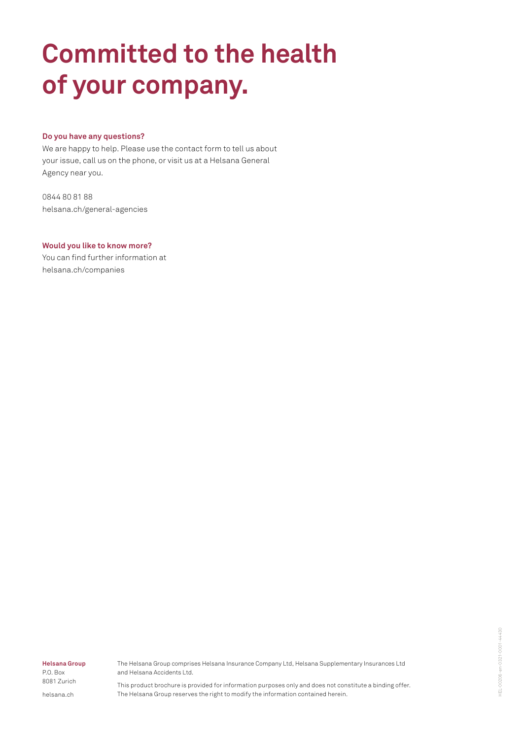# Committed to the health of your company.

**Do you have any questions?**

We are happy to help. Please use the contact form to tell us about your issue, call us on the phone, or visit us at a Helsana General Agency near you.

0844 80 81 88
helsana.ch/general-agencies

**Would you like to know more?**

You can find further information at
helsana.ch/companies

**Helsana Group**
P.O. Box
8081 Zurich

helsana.ch

The Helsana Group comprises Helsana Insurance Company Ltd, Helsana Supplementary Insurances Ltd and Helsana Accidents Ltd.

This product brochure is provided for information purposes only and does not constitute a binding offer. The Helsana Group reserves the right to modify the information contained herein.

HEL-00206-en-0321-0001-44430